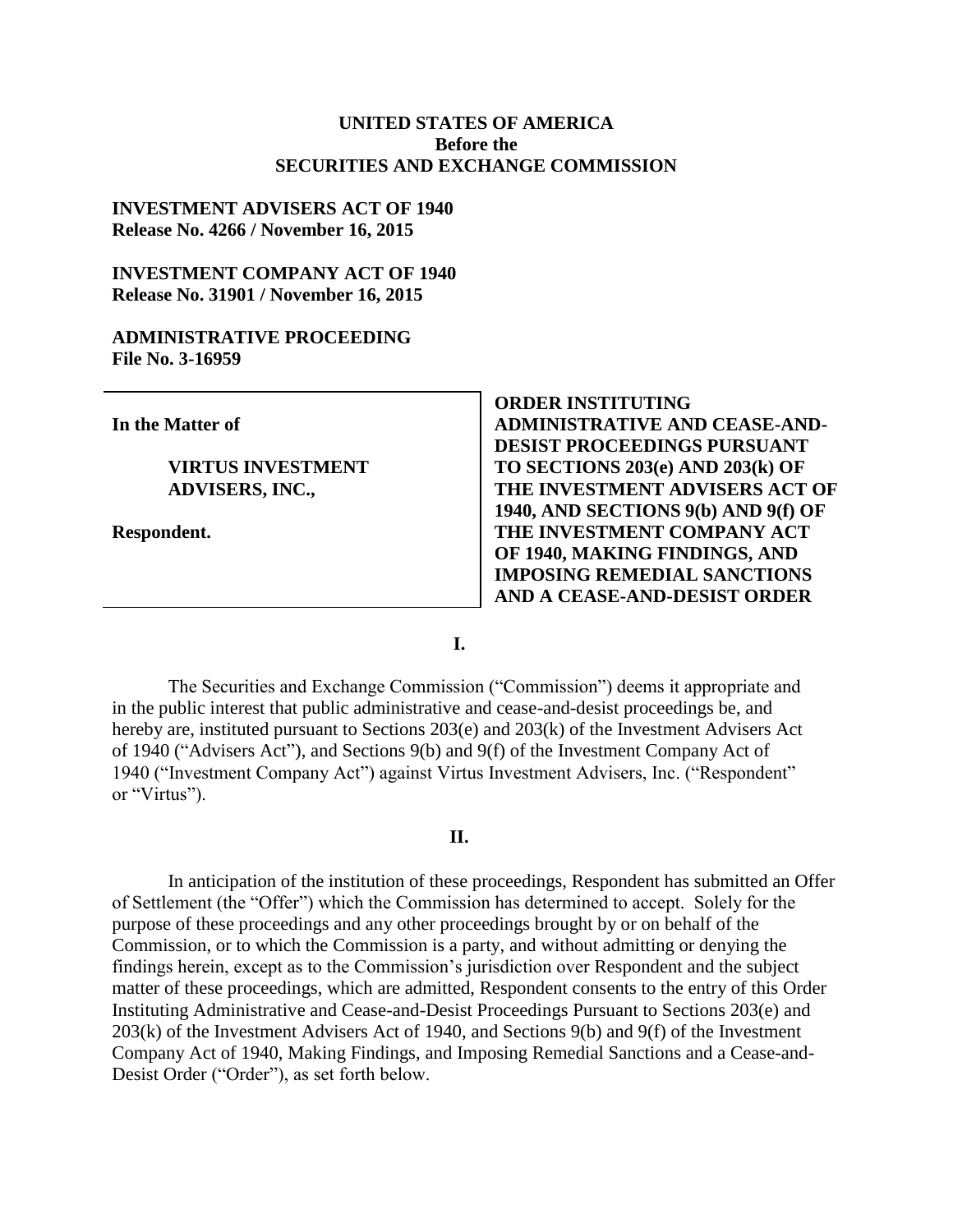**UNITED STATES OF AMERICA**
**Before the**
**SECURITIES AND EXCHANGE COMMISSION**

**INVESTMENT ADVISERS ACT OF 1940**
**Release No. 4266 / November 16, 2015**

**INVESTMENT COMPANY ACT OF 1940**
**Release No. 31901 / November 16, 2015**

**ADMINISTRATIVE PROCEEDING**
**File No. 3-16959**

**In the Matter of**

**VIRTUS INVESTMENT ADVISERS, INC.,**

**Respondent.**

**ORDER INSTITUTING ADMINISTRATIVE AND CEASE-AND-DESIST PROCEEDINGS PURSUANT TO SECTIONS 203(e) AND 203(k) OF THE INVESTMENT ADVISERS ACT OF 1940, AND SECTIONS 9(b) AND 9(f) OF THE INVESTMENT COMPANY ACT OF 1940, MAKING FINDINGS, AND IMPOSING REMEDIAL SANCTIONS AND A CEASE-AND-DESIST ORDER**

## I.

The Securities and Exchange Commission ("Commission") deems it appropriate and in the public interest that public administrative and cease-and-desist proceedings be, and hereby are, instituted pursuant to Sections 203(e) and 203(k) of the Investment Advisers Act of 1940 ("Advisers Act"), and Sections 9(b) and 9(f) of the Investment Company Act of 1940 ("Investment Company Act") against Virtus Investment Advisers, Inc. ("Respondent" or "Virtus").

## II.

In anticipation of the institution of these proceedings, Respondent has submitted an Offer of Settlement (the "Offer") which the Commission has determined to accept. Solely for the purpose of these proceedings and any other proceedings brought by or on behalf of the Commission, or to which the Commission is a party, and without admitting or denying the findings herein, except as to the Commission's jurisdiction over Respondent and the subject matter of these proceedings, which are admitted, Respondent consents to the entry of this Order Instituting Administrative and Cease-and-Desist Proceedings Pursuant to Sections 203(e) and 203(k) of the Investment Advisers Act of 1940, and Sections 9(b) and 9(f) of the Investment Company Act of 1940, Making Findings, and Imposing Remedial Sanctions and a Cease-and-Desist Order ("Order"), as set forth below.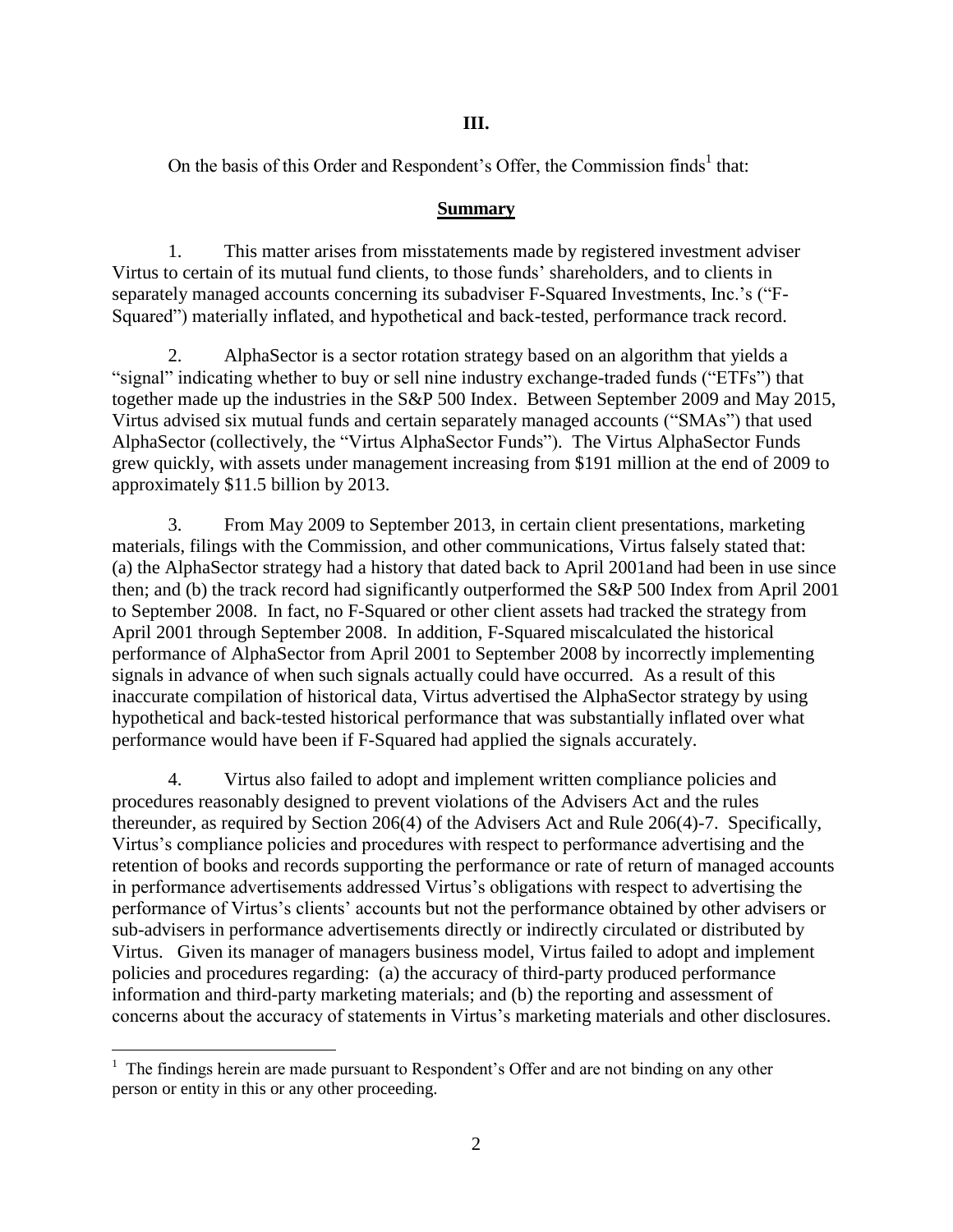**III.**

On the basis of this Order and Respondent's Offer, the Commission finds[1] that:

## Summary

1. This matter arises from misstatements made by registered investment adviser Virtus to certain of its mutual fund clients, to those funds' shareholders, and to clients in separately managed accounts concerning its subadviser F-Squared Investments, Inc.'s ("F-Squared") materially inflated, and hypothetical and back-tested, performance track record.

2. AlphaSector is a sector rotation strategy based on an algorithm that yields a "signal" indicating whether to buy or sell nine industry exchange-traded funds ("ETFs") that together made up the industries in the S&P 500 Index. Between September 2009 and May 2015, Virtus advised six mutual funds and certain separately managed accounts ("SMAs") that used AlphaSector (collectively, the "Virtus AlphaSector Funds"). The Virtus AlphaSector Funds grew quickly, with assets under management increasing from $191 million at the end of 2009 to approximately $11.5 billion by 2013.

3. From May 2009 to September 2013, in certain client presentations, marketing materials, filings with the Commission, and other communications, Virtus falsely stated that: (a) the AlphaSector strategy had a history that dated back to April 2001and had been in use since then; and (b) the track record had significantly outperformed the S&P 500 Index from April 2001 to September 2008. In fact, no F-Squared or other client assets had tracked the strategy from April 2001 through September 2008. In addition, F-Squared miscalculated the historical performance of AlphaSector from April 2001 to September 2008 by incorrectly implementing signals in advance of when such signals actually could have occurred. As a result of this inaccurate compilation of historical data, Virtus advertised the AlphaSector strategy by using hypothetical and back-tested historical performance that was substantially inflated over what performance would have been if F-Squared had applied the signals accurately.

4. Virtus also failed to adopt and implement written compliance policies and procedures reasonably designed to prevent violations of the Advisers Act and the rules thereunder, as required by Section 206(4) of the Advisers Act and Rule 206(4)-7. Specifically, Virtus's compliance policies and procedures with respect to performance advertising and the retention of books and records supporting the performance or rate of return of managed accounts in performance advertisements addressed Virtus's obligations with respect to advertising the performance of Virtus's clients' accounts but not the performance obtained by other advisers or sub-advisers in performance advertisements directly or indirectly circulated or distributed by Virtus. Given its manager of managers business model, Virtus failed to adopt and implement policies and procedures regarding: (a) the accuracy of third-party produced performance information and third-party marketing materials; and (b) the reporting and assessment of concerns about the accuracy of statements in Virtus's marketing materials and other disclosures.

[1] The findings herein are made pursuant to Respondent's Offer and are not binding on any other person or entity in this or any other proceeding.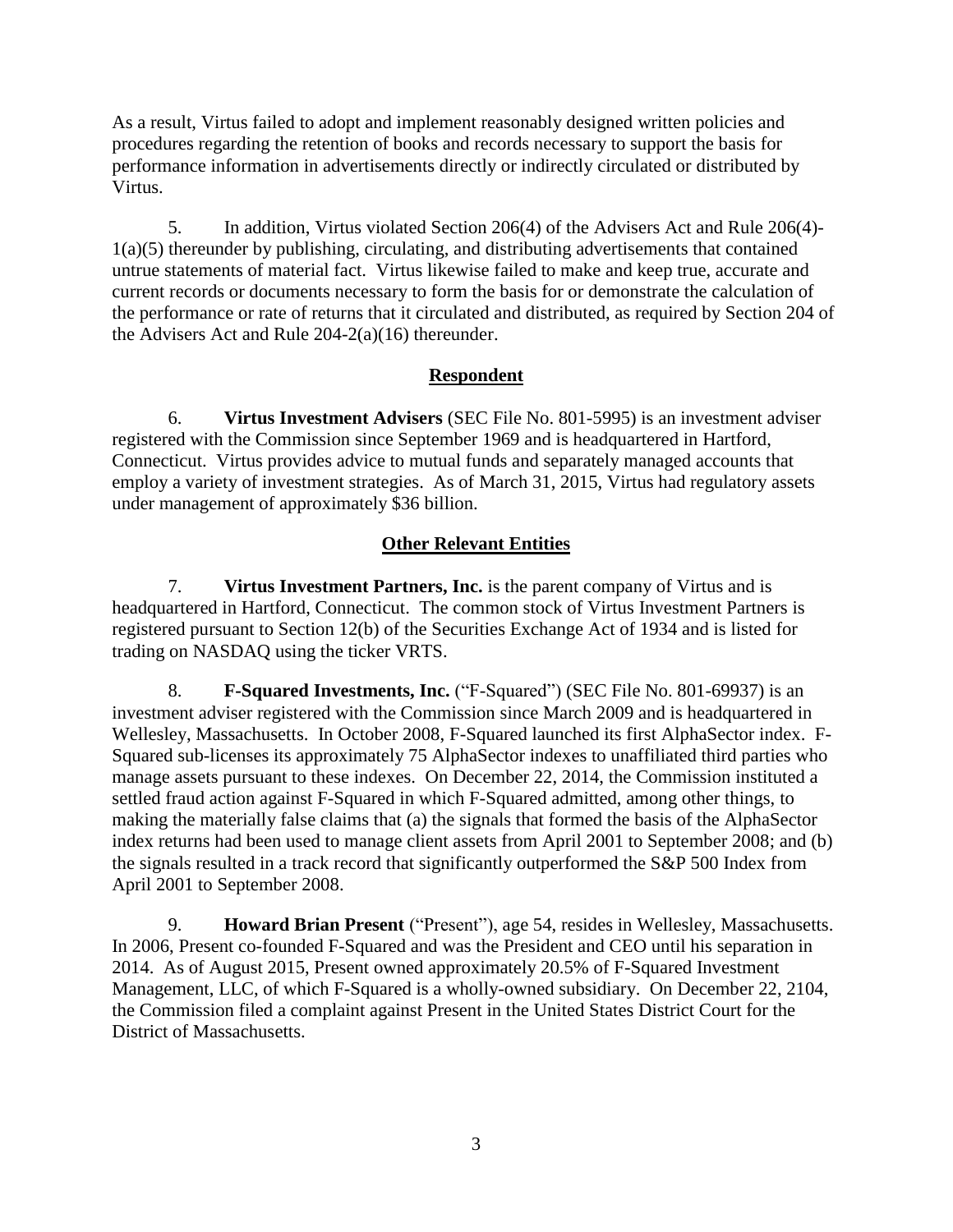As a result, Virtus failed to adopt and implement reasonably designed written policies and procedures regarding the retention of books and records necessary to support the basis for performance information in advertisements directly or indirectly circulated or distributed by Virtus.

5. In addition, Virtus violated Section 206(4) of the Advisers Act and Rule 206(4)-1(a)(5) thereunder by publishing, circulating, and distributing advertisements that contained untrue statements of material fact. Virtus likewise failed to make and keep true, accurate and current records or documents necessary to form the basis for or demonstrate the calculation of the performance or rate of returns that it circulated and distributed, as required by Section 204 of the Advisers Act and Rule 204-2(a)(16) thereunder.

## Respondent

6. **Virtus Investment Advisers** (SEC File No. 801-5995) is an investment adviser registered with the Commission since September 1969 and is headquartered in Hartford, Connecticut. Virtus provides advice to mutual funds and separately managed accounts that employ a variety of investment strategies. As of March 31, 2015, Virtus had regulatory assets under management of approximately $36 billion.

## Other Relevant Entities

7. **Virtus Investment Partners, Inc.** is the parent company of Virtus and is headquartered in Hartford, Connecticut. The common stock of Virtus Investment Partners is registered pursuant to Section 12(b) of the Securities Exchange Act of 1934 and is listed for trading on NASDAQ using the ticker VRTS.

8. **F-Squared Investments, Inc.** ("F-Squared") (SEC File No. 801-69937) is an investment adviser registered with the Commission since March 2009 and is headquartered in Wellesley, Massachusetts. In October 2008, F-Squared launched its first AlphaSector index. F-Squared sub-licenses its approximately 75 AlphaSector indexes to unaffiliated third parties who manage assets pursuant to these indexes. On December 22, 2014, the Commission instituted a settled fraud action against F-Squared in which F-Squared admitted, among other things, to making the materially false claims that (a) the signals that formed the basis of the AlphaSector index returns had been used to manage client assets from April 2001 to September 2008; and (b) the signals resulted in a track record that significantly outperformed the S&P 500 Index from April 2001 to September 2008.

9. **Howard Brian Present** ("Present"), age 54, resides in Wellesley, Massachusetts. In 2006, Present co-founded F-Squared and was the President and CEO until his separation in 2014. As of August 2015, Present owned approximately 20.5% of F-Squared Investment Management, LLC, of which F-Squared is a wholly-owned subsidiary. On December 22, 2104, the Commission filed a complaint against Present in the United States District Court for the District of Massachusetts.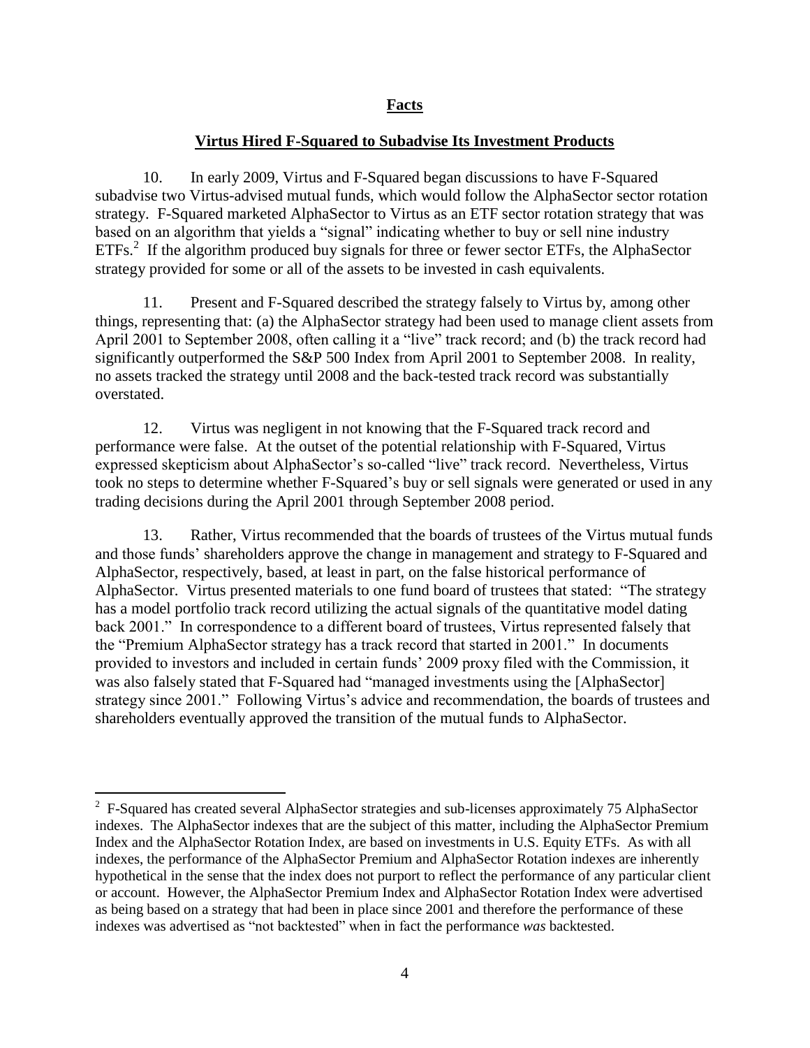## Facts

### Virtus Hired F-Squared to Subadvise Its Investment Products

10. In early 2009, Virtus and F-Squared began discussions to have F-Squared subadvise two Virtus-advised mutual funds, which would follow the AlphaSector sector rotation strategy. F-Squared marketed AlphaSector to Virtus as an ETF sector rotation strategy that was based on an algorithm that yields a "signal" indicating whether to buy or sell nine industry ETFs.[2] If the algorithm produced buy signals for three or fewer sector ETFs, the AlphaSector strategy provided for some or all of the assets to be invested in cash equivalents.

11. Present and F-Squared described the strategy falsely to Virtus by, among other things, representing that: (a) the AlphaSector strategy had been used to manage client assets from April 2001 to September 2008, often calling it a "live" track record; and (b) the track record had significantly outperformed the S&P 500 Index from April 2001 to September 2008. In reality, no assets tracked the strategy until 2008 and the back-tested track record was substantially overstated.

12. Virtus was negligent in not knowing that the F-Squared track record and performance were false. At the outset of the potential relationship with F-Squared, Virtus expressed skepticism about AlphaSector's so-called "live" track record. Nevertheless, Virtus took no steps to determine whether F-Squared's buy or sell signals were generated or used in any trading decisions during the April 2001 through September 2008 period.

13. Rather, Virtus recommended that the boards of trustees of the Virtus mutual funds and those funds' shareholders approve the change in management and strategy to F-Squared and AlphaSector, respectively, based, at least in part, on the false historical performance of AlphaSector. Virtus presented materials to one fund board of trustees that stated: "The strategy has a model portfolio track record utilizing the actual signals of the quantitative model dating back 2001." In correspondence to a different board of trustees, Virtus represented falsely that the "Premium AlphaSector strategy has a track record that started in 2001." In documents provided to investors and included in certain funds' 2009 proxy filed with the Commission, it was also falsely stated that F-Squared had "managed investments using the [AlphaSector] strategy since 2001." Following Virtus's advice and recommendation, the boards of trustees and shareholders eventually approved the transition of the mutual funds to AlphaSector.

---

[2] F-Squared has created several AlphaSector strategies and sub-licenses approximately 75 AlphaSector indexes. The AlphaSector indexes that are the subject of this matter, including the AlphaSector Premium Index and the AlphaSector Rotation Index, are based on investments in U.S. Equity ETFs. As with all indexes, the performance of the AlphaSector Premium and AlphaSector Rotation indexes are inherently hypothetical in the sense that the index does not purport to reflect the performance of any particular client or account. However, the AlphaSector Premium Index and AlphaSector Rotation Index were advertised as being based on a strategy that had been in place since 2001 and therefore the performance of these indexes was advertised as "not backtested" when in fact the performance *was* backtested.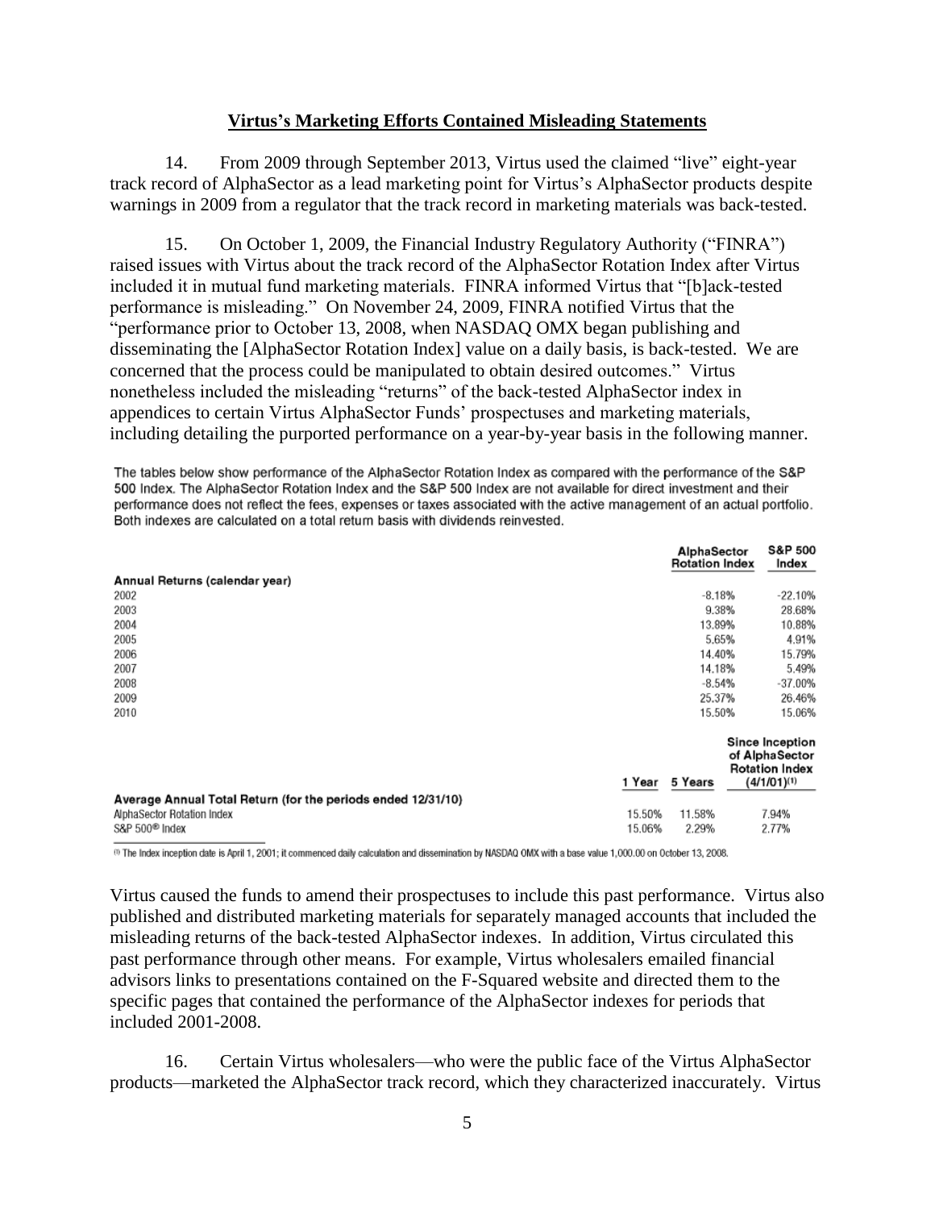**Virtus's Marketing Efforts Contained Misleading Statements**

14. From 2009 through September 2013, Virtus used the claimed "live" eight-year track record of AlphaSector as a lead marketing point for Virtus's AlphaSector products despite warnings in 2009 from a regulator that the track record in marketing materials was back-tested.

15. On October 1, 2009, the Financial Industry Regulatory Authority ("FINRA") raised issues with Virtus about the track record of the AlphaSector Rotation Index after Virtus included it in mutual fund marketing materials. FINRA informed Virtus that "[b]ack-tested performance is misleading." On November 24, 2009, FINRA notified Virtus that the "performance prior to October 13, 2008, when NASDAQ OMX began publishing and disseminating the [AlphaSector Rotation Index] value on a daily basis, is back-tested. We are concerned that the process could be manipulated to obtain desired outcomes." Virtus nonetheless included the misleading "returns" of the back-tested AlphaSector index in appendices to certain Virtus AlphaSector Funds' prospectuses and marketing materials, including detailing the purported performance on a year-by-year basis in the following manner.

The tables below show performance of the AlphaSector Rotation Index as compared with the performance of the S&P 500 Index. The AlphaSector Rotation Index and the S&P 500 Index are not available for direct investment and their performance does not reflect the fees, expenses or taxes associated with the active management of an actual portfolio. Both indexes are calculated on a total return basis with dividends reinvested.

| Annual Returns (calendar year) | AlphaSector Rotation Index | S&P 500 Index |
|---|---|---|
| 2002 | -8.18% | -22.10% |
| 2003 | 9.38% | 28.68% |
| 2004 | 13.89% | 10.88% |
| 2005 | 5.65% | 4.91% |
| 2006 | 14.40% | 15.79% |
| 2007 | 14.18% | 5.49% |
| 2008 | -8.54% | -37.00% |
| 2009 | 25.37% | 26.46% |
| 2010 | 15.50% | 15.06% |

| Average Annual Total Return (for the periods ended 12/31/10) | 1 Year | 5 Years | Since Inception of AlphaSector Rotation Index (4/1/01)[1] |
|---|---|---|---|
| AlphaSector Rotation Index | 15.50% | 11.58% | 7.94% |
| S&P 500® Index | 15.06% | 2.29% | 2.77% |

[1] The Index inception date is April 1, 2001; it commenced daily calculation and dissemination by NASDAQ OMX with a base value 1,000.00 on October 13, 2008.

Virtus caused the funds to amend their prospectuses to include this past performance. Virtus also published and distributed marketing materials for separately managed accounts that included the misleading returns of the back-tested AlphaSector indexes. In addition, Virtus circulated this past performance through other means. For example, Virtus wholesalers emailed financial advisors links to presentations contained on the F-Squared website and directed them to the specific pages that contained the performance of the AlphaSector indexes for periods that included 2001-2008.

16. Certain Virtus wholesalers—who were the public face of the Virtus AlphaSector products—marketed the AlphaSector track record, which they characterized inaccurately. Virtus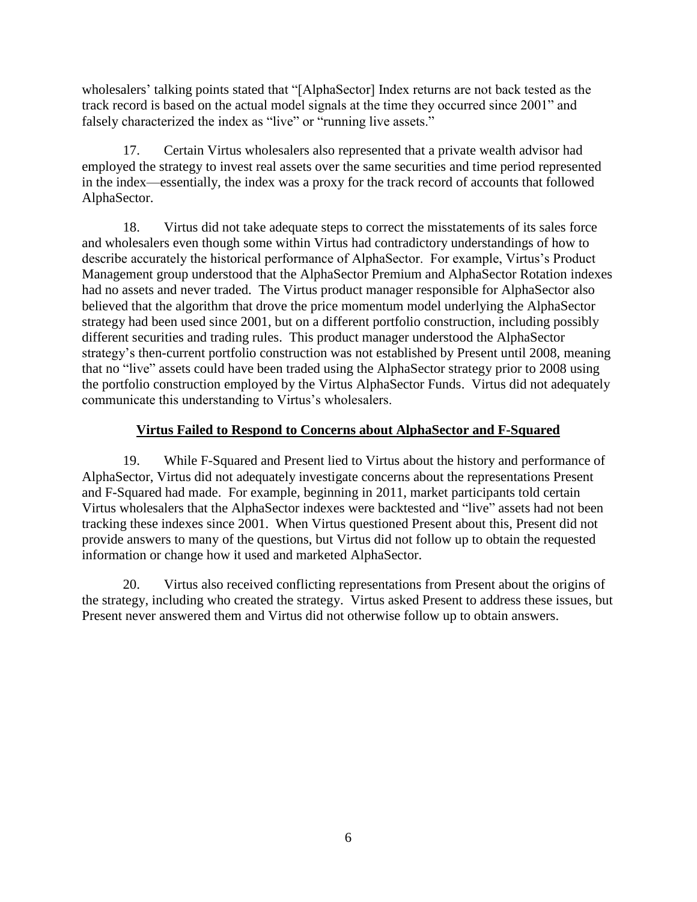wholesalers' talking points stated that "[AlphaSector] Index returns are not back tested as the track record is based on the actual model signals at the time they occurred since 2001" and falsely characterized the index as "live" or "running live assets."

17. Certain Virtus wholesalers also represented that a private wealth advisor had employed the strategy to invest real assets over the same securities and time period represented in the index—essentially, the index was a proxy for the track record of accounts that followed AlphaSector.

18. Virtus did not take adequate steps to correct the misstatements of its sales force and wholesalers even though some within Virtus had contradictory understandings of how to describe accurately the historical performance of AlphaSector. For example, Virtus's Product Management group understood that the AlphaSector Premium and AlphaSector Rotation indexes had no assets and never traded. The Virtus product manager responsible for AlphaSector also believed that the algorithm that drove the price momentum model underlying the AlphaSector strategy had been used since 2001, but on a different portfolio construction, including possibly different securities and trading rules. This product manager understood the AlphaSector strategy's then-current portfolio construction was not established by Present until 2008, meaning that no "live" assets could have been traded using the AlphaSector strategy prior to 2008 using the portfolio construction employed by the Virtus AlphaSector Funds. Virtus did not adequately communicate this understanding to Virtus's wholesalers.

## **Virtus Failed to Respond to Concerns about AlphaSector and F-Squared**

19. While F-Squared and Present lied to Virtus about the history and performance of AlphaSector, Virtus did not adequately investigate concerns about the representations Present and F-Squared had made. For example, beginning in 2011, market participants told certain Virtus wholesalers that the AlphaSector indexes were backtested and "live" assets had not been tracking these indexes since 2001. When Virtus questioned Present about this, Present did not provide answers to many of the questions, but Virtus did not follow up to obtain the requested information or change how it used and marketed AlphaSector.

20. Virtus also received conflicting representations from Present about the origins of the strategy, including who created the strategy. Virtus asked Present to address these issues, but Present never answered them and Virtus did not otherwise follow up to obtain answers.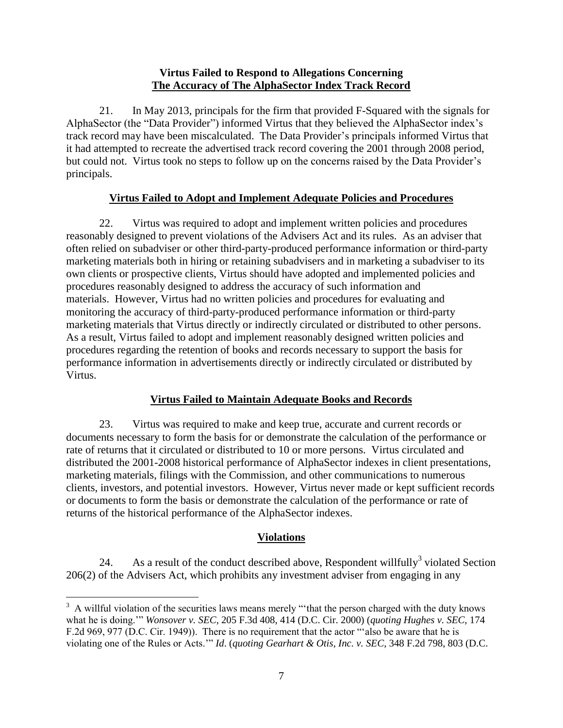**Virtus Failed to Respond to Allegations Concerning**
**The Accuracy of The AlphaSector Index Track Record**

21. In May 2013, principals for the firm that provided F-Squared with the signals for AlphaSector (the "Data Provider") informed Virtus that they believed the AlphaSector index's track record may have been miscalculated. The Data Provider's principals informed Virtus that it had attempted to recreate the advertised track record covering the 2001 through 2008 period, but could not. Virtus took no steps to follow up on the concerns raised by the Data Provider's principals.

**Virtus Failed to Adopt and Implement Adequate Policies and Procedures**

22. Virtus was required to adopt and implement written policies and procedures reasonably designed to prevent violations of the Advisers Act and its rules. As an adviser that often relied on subadviser or other third-party-produced performance information or third-party marketing materials both in hiring or retaining subadvisers and in marketing a subadviser to its own clients or prospective clients, Virtus should have adopted and implemented policies and procedures reasonably designed to address the accuracy of such information and materials. However, Virtus had no written policies and procedures for evaluating and monitoring the accuracy of third-party-produced performance information or third-party marketing materials that Virtus directly or indirectly circulated or distributed to other persons. As a result, Virtus failed to adopt and implement reasonably designed written policies and procedures regarding the retention of books and records necessary to support the basis for performance information in advertisements directly or indirectly circulated or distributed by Virtus.

**Virtus Failed to Maintain Adequate Books and Records**

23. Virtus was required to make and keep true, accurate and current records or documents necessary to form the basis for or demonstrate the calculation of the performance or rate of returns that it circulated or distributed to 10 or more persons. Virtus circulated and distributed the 2001-2008 historical performance of AlphaSector indexes in client presentations, marketing materials, filings with the Commission, and other communications to numerous clients, investors, and potential investors. However, Virtus never made or kept sufficient records or documents to form the basis or demonstrate the calculation of the performance or rate of returns of the historical performance of the AlphaSector indexes.

**Violations**

24. As a result of the conduct described above, Respondent willfully[3] violated Section 206(2) of the Advisers Act, which prohibits any investment adviser from engaging in any

[3] A willful violation of the securities laws means merely "'that the person charged with the duty knows what he is doing.'" *Wonsover v. SEC*, 205 F.3d 408, 414 (D.C. Cir. 2000) (*quoting Hughes v. SEC*, 174 F.2d 969, 977 (D.C. Cir. 1949)). There is no requirement that the actor "'also be aware that he is violating one of the Rules or Acts.'" *Id*. (*quoting Gearhart & Otis, Inc. v. SEC*, 348 F.2d 798, 803 (D.C.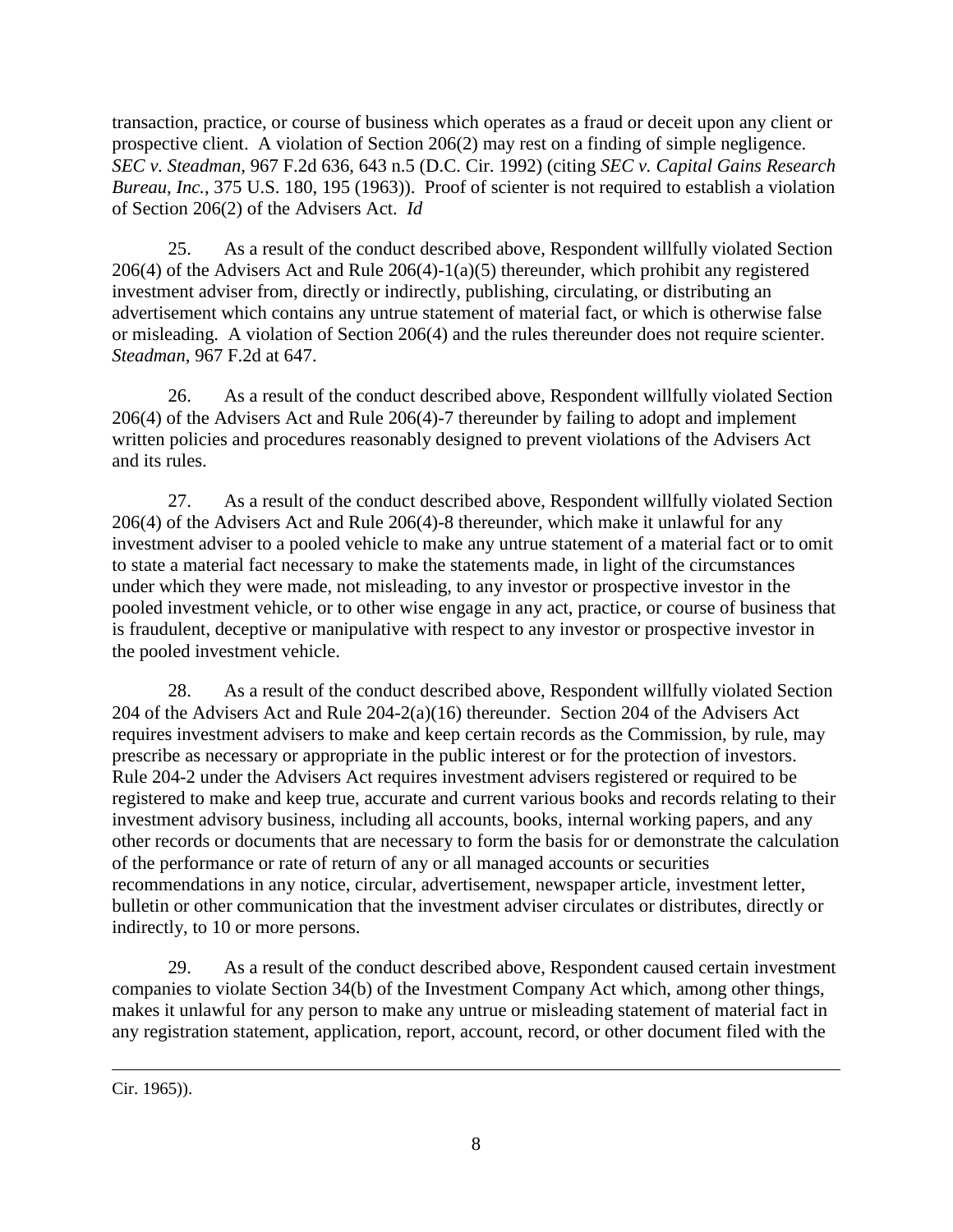transaction, practice, or course of business which operates as a fraud or deceit upon any client or prospective client. A violation of Section 206(2) may rest on a finding of simple negligence. *SEC v. Steadman*, 967 F.2d 636, 643 n.5 (D.C. Cir. 1992) (citing *SEC v. Capital Gains Research Bureau, Inc.*, 375 U.S. 180, 195 (1963)). Proof of scienter is not required to establish a violation of Section 206(2) of the Advisers Act. *Id*

25. As a result of the conduct described above, Respondent willfully violated Section 206(4) of the Advisers Act and Rule 206(4)-1(a)(5) thereunder, which prohibit any registered investment adviser from, directly or indirectly, publishing, circulating, or distributing an advertisement which contains any untrue statement of material fact, or which is otherwise false or misleading. A violation of Section 206(4) and the rules thereunder does not require scienter. *Steadman*, 967 F.2d at 647.

26. As a result of the conduct described above, Respondent willfully violated Section 206(4) of the Advisers Act and Rule 206(4)-7 thereunder by failing to adopt and implement written policies and procedures reasonably designed to prevent violations of the Advisers Act and its rules.

27. As a result of the conduct described above, Respondent willfully violated Section 206(4) of the Advisers Act and Rule 206(4)-8 thereunder, which make it unlawful for any investment adviser to a pooled vehicle to make any untrue statement of a material fact or to omit to state a material fact necessary to make the statements made, in light of the circumstances under which they were made, not misleading, to any investor or prospective investor in the pooled investment vehicle, or to other wise engage in any act, practice, or course of business that is fraudulent, deceptive or manipulative with respect to any investor or prospective investor in the pooled investment vehicle.

28. As a result of the conduct described above, Respondent willfully violated Section 204 of the Advisers Act and Rule 204-2(a)(16) thereunder. Section 204 of the Advisers Act requires investment advisers to make and keep certain records as the Commission, by rule, may prescribe as necessary or appropriate in the public interest or for the protection of investors. Rule 204-2 under the Advisers Act requires investment advisers registered or required to be registered to make and keep true, accurate and current various books and records relating to their investment advisory business, including all accounts, books, internal working papers, and any other records or documents that are necessary to form the basis for or demonstrate the calculation of the performance or rate of return of any or all managed accounts or securities recommendations in any notice, circular, advertisement, newspaper article, investment letter, bulletin or other communication that the investment adviser circulates or distributes, directly or indirectly, to 10 or more persons.

29. As a result of the conduct described above, Respondent caused certain investment companies to violate Section 34(b) of the Investment Company Act which, among other things, makes it unlawful for any person to make any untrue or misleading statement of material fact in any registration statement, application, report, account, record, or other document filed with the

---

Cir. 1965)).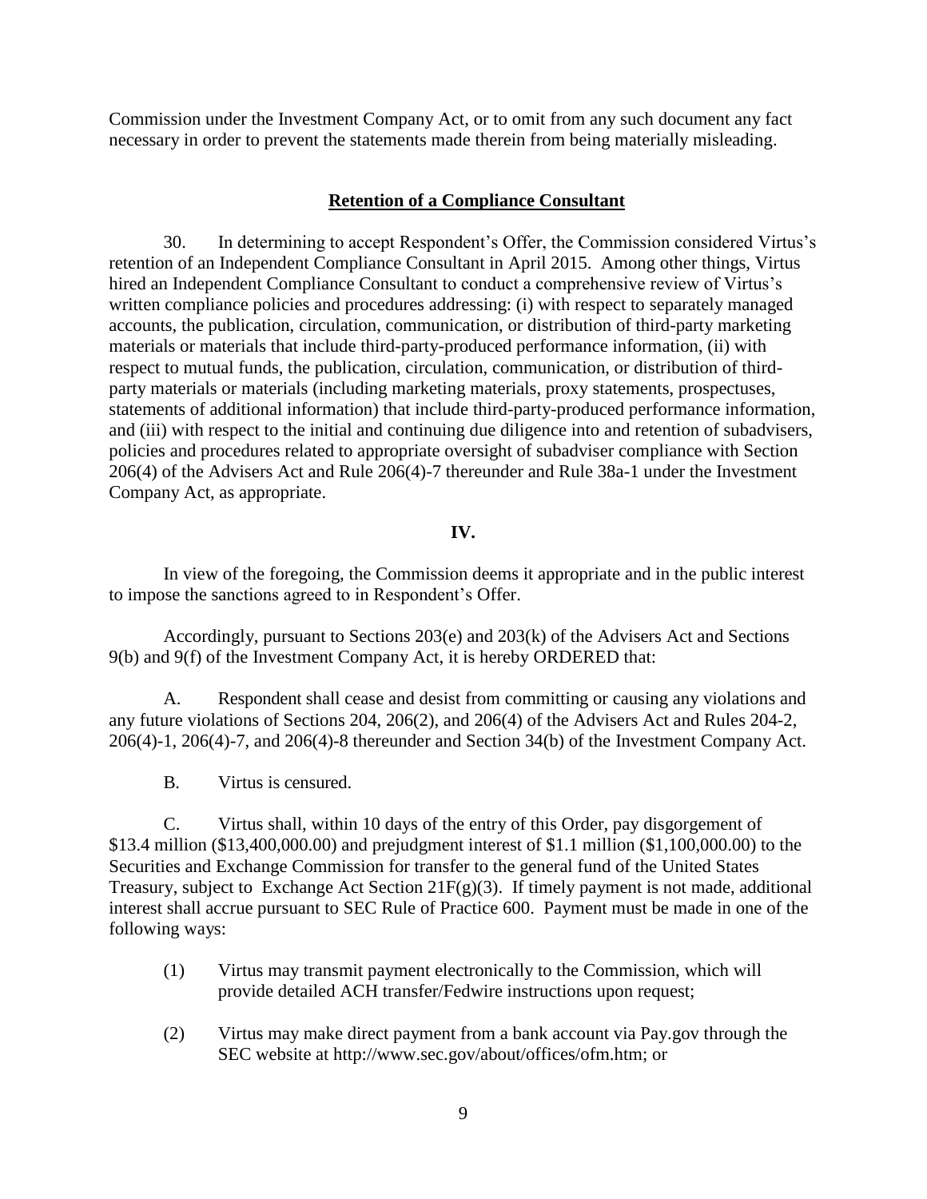Commission under the Investment Company Act, or to omit from any such document any fact necessary in order to prevent the statements made therein from being materially misleading.

## Retention of a Compliance Consultant

30. In determining to accept Respondent's Offer, the Commission considered Virtus's retention of an Independent Compliance Consultant in April 2015. Among other things, Virtus hired an Independent Compliance Consultant to conduct a comprehensive review of Virtus's written compliance policies and procedures addressing: (i) with respect to separately managed accounts, the publication, circulation, communication, or distribution of third-party marketing materials or materials that include third-party-produced performance information, (ii) with respect to mutual funds, the publication, circulation, communication, or distribution of third-party materials or materials (including marketing materials, proxy statements, prospectuses, statements of additional information) that include third-party-produced performance information, and (iii) with respect to the initial and continuing due diligence into and retention of subadvisers, policies and procedures related to appropriate oversight of subadviser compliance with Section 206(4) of the Advisers Act and Rule 206(4)-7 thereunder and Rule 38a-1 under the Investment Company Act, as appropriate.

## IV.

In view of the foregoing, the Commission deems it appropriate and in the public interest to impose the sanctions agreed to in Respondent's Offer.

Accordingly, pursuant to Sections 203(e) and 203(k) of the Advisers Act and Sections 9(b) and 9(f) of the Investment Company Act, it is hereby ORDERED that:

A. Respondent shall cease and desist from committing or causing any violations and any future violations of Sections 204, 206(2), and 206(4) of the Advisers Act and Rules 204-2, 206(4)-1, 206(4)-7, and 206(4)-8 thereunder and Section 34(b) of the Investment Company Act.

B. Virtus is censured.

C. Virtus shall, within 10 days of the entry of this Order, pay disgorgement of $13.4 million ($13,400,000.00) and prejudgment interest of $1.1 million ($1,100,000.00) to the Securities and Exchange Commission for transfer to the general fund of the United States Treasury, subject to Exchange Act Section 21F(g)(3). If timely payment is not made, additional interest shall accrue pursuant to SEC Rule of Practice 600. Payment must be made in one of the following ways:

(1) Virtus may transmit payment electronically to the Commission, which will provide detailed ACH transfer/Fedwire instructions upon request;

(2) Virtus may make direct payment from a bank account via Pay.gov through the SEC website at http://www.sec.gov/about/offices/ofm.htm; or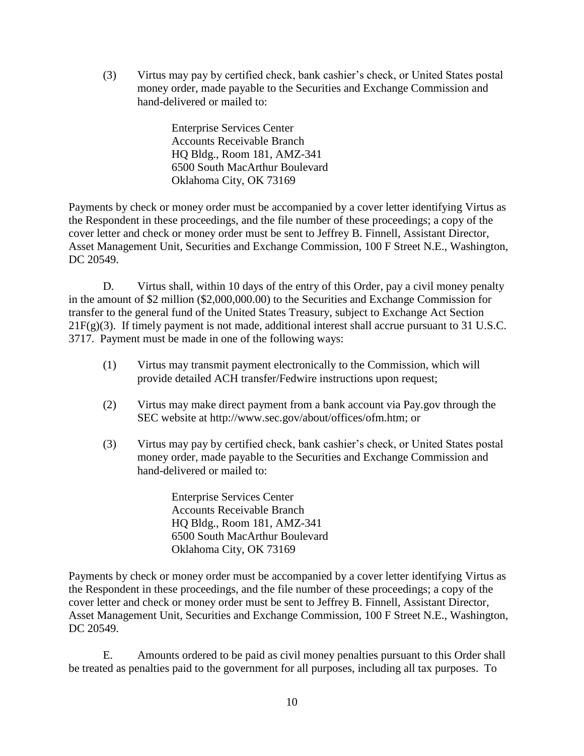(3) Virtus may pay by certified check, bank cashier's check, or United States postal money order, made payable to the Securities and Exchange Commission and hand-delivered or mailed to:

> Enterprise Services Center
> Accounts Receivable Branch
> HQ Bldg., Room 181, AMZ-341
> 6500 South MacArthur Boulevard
> Oklahoma City, OK 73169

Payments by check or money order must be accompanied by a cover letter identifying Virtus as the Respondent in these proceedings, and the file number of these proceedings; a copy of the cover letter and check or money order must be sent to Jeffrey B. Finnell, Assistant Director, Asset Management Unit, Securities and Exchange Commission, 100 F Street N.E., Washington, DC 20549.

D. Virtus shall, within 10 days of the entry of this Order, pay a civil money penalty in the amount of $2 million ($2,000,000.00) to the Securities and Exchange Commission for transfer to the general fund of the United States Treasury, subject to Exchange Act Section 21F(g)(3). If timely payment is not made, additional interest shall accrue pursuant to 31 U.S.C. 3717. Payment must be made in one of the following ways:

(1) Virtus may transmit payment electronically to the Commission, which will provide detailed ACH transfer/Fedwire instructions upon request;

(2) Virtus may make direct payment from a bank account via Pay.gov through the SEC website at http://www.sec.gov/about/offices/ofm.htm; or

(3) Virtus may pay by certified check, bank cashier's check, or United States postal money order, made payable to the Securities and Exchange Commission and hand-delivered or mailed to:

> Enterprise Services Center
> Accounts Receivable Branch
> HQ Bldg., Room 181, AMZ-341
> 6500 South MacArthur Boulevard
> Oklahoma City, OK 73169

Payments by check or money order must be accompanied by a cover letter identifying Virtus as the Respondent in these proceedings, and the file number of these proceedings; a copy of the cover letter and check or money order must be sent to Jeffrey B. Finnell, Assistant Director, Asset Management Unit, Securities and Exchange Commission, 100 F Street N.E., Washington, DC 20549.

E. Amounts ordered to be paid as civil money penalties pursuant to this Order shall be treated as penalties paid to the government for all purposes, including all tax purposes. To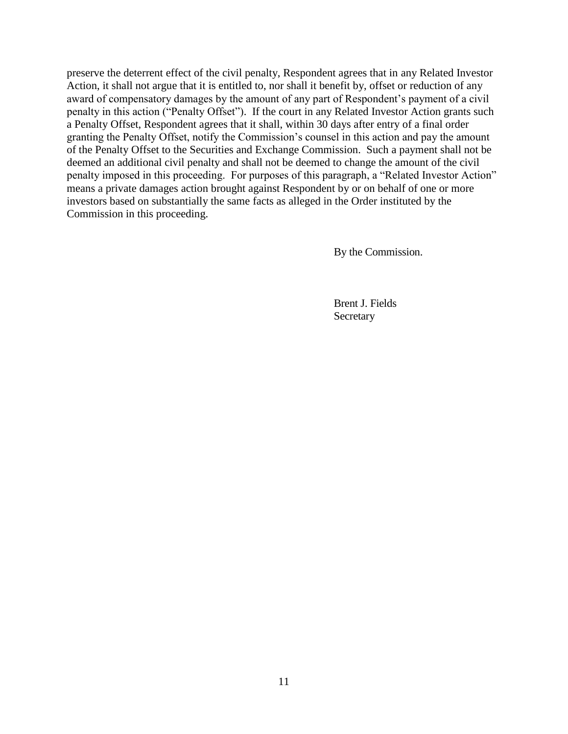preserve the deterrent effect of the civil penalty, Respondent agrees that in any Related Investor Action, it shall not argue that it is entitled to, nor shall it benefit by, offset or reduction of any award of compensatory damages by the amount of any part of Respondent's payment of a civil penalty in this action ("Penalty Offset"). If the court in any Related Investor Action grants such a Penalty Offset, Respondent agrees that it shall, within 30 days after entry of a final order granting the Penalty Offset, notify the Commission's counsel in this action and pay the amount of the Penalty Offset to the Securities and Exchange Commission. Such a payment shall not be deemed an additional civil penalty and shall not be deemed to change the amount of the civil penalty imposed in this proceeding. For purposes of this paragraph, a "Related Investor Action" means a private damages action brought against Respondent by or on behalf of one or more investors based on substantially the same facts as alleged in the Order instituted by the Commission in this proceeding.

By the Commission.

Brent J. Fields
Secretary